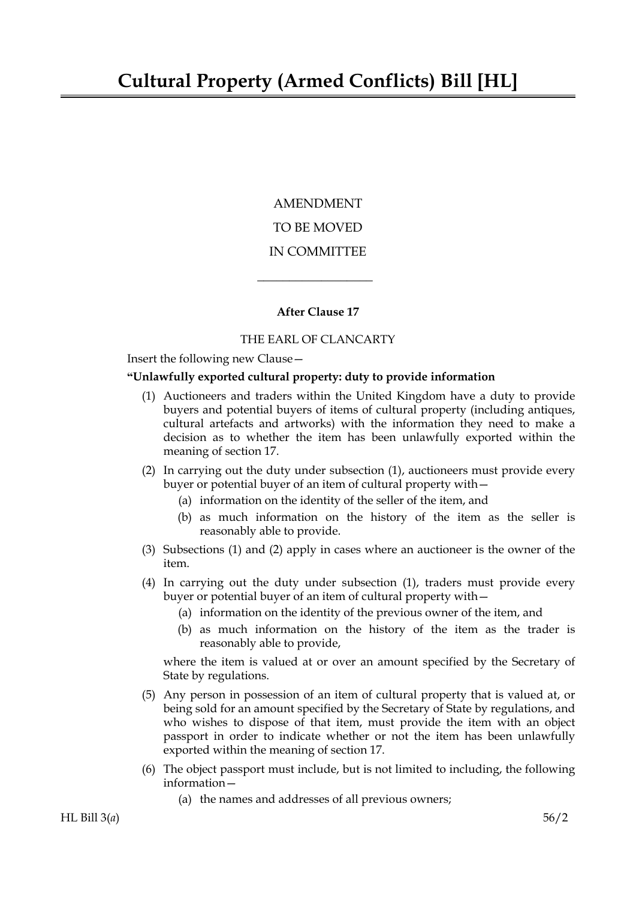# Cultural Property (Armed Conflicts) Bill [HL]

AMENDMENT

TO BE MOVED

IN COMMITTEE

---

**After Clause 17**

THE EARL OF CLANCARTY

Insert the following new Clause—

**"Unlawfully exported cultural property: duty to provide information**

(1) Auctioneers and traders within the United Kingdom have a duty to provide buyers and potential buyers of items of cultural property (including antiques, cultural artefacts and artworks) with the information they need to make a decision as to whether the item has been unlawfully exported within the meaning of section 17.

(2) In carrying out the duty under subsection (1), auctioneers must provide every buyer or potential buyer of an item of cultural property with—

  (a) information on the identity of the seller of the item, and

  (b) as much information on the history of the item as the seller is reasonably able to provide.

(3) Subsections (1) and (2) apply in cases where an auctioneer is the owner of the item.

(4) In carrying out the duty under subsection (1), traders must provide every buyer or potential buyer of an item of cultural property with—

  (a) information on the identity of the previous owner of the item, and

  (b) as much information on the history of the item as the trader is reasonably able to provide,

where the item is valued at or over an amount specified by the Secretary of State by regulations.

(5) Any person in possession of an item of cultural property that is valued at, or being sold for an amount specified by the Secretary of State by regulations, and who wishes to dispose of that item, must provide the item with an object passport in order to indicate whether or not the item has been unlawfully exported within the meaning of section 17.

(6) The object passport must include, but is not limited to including, the following information—

  (a) the names and addresses of all previous owners;

HL Bill 3(*a*) 56/2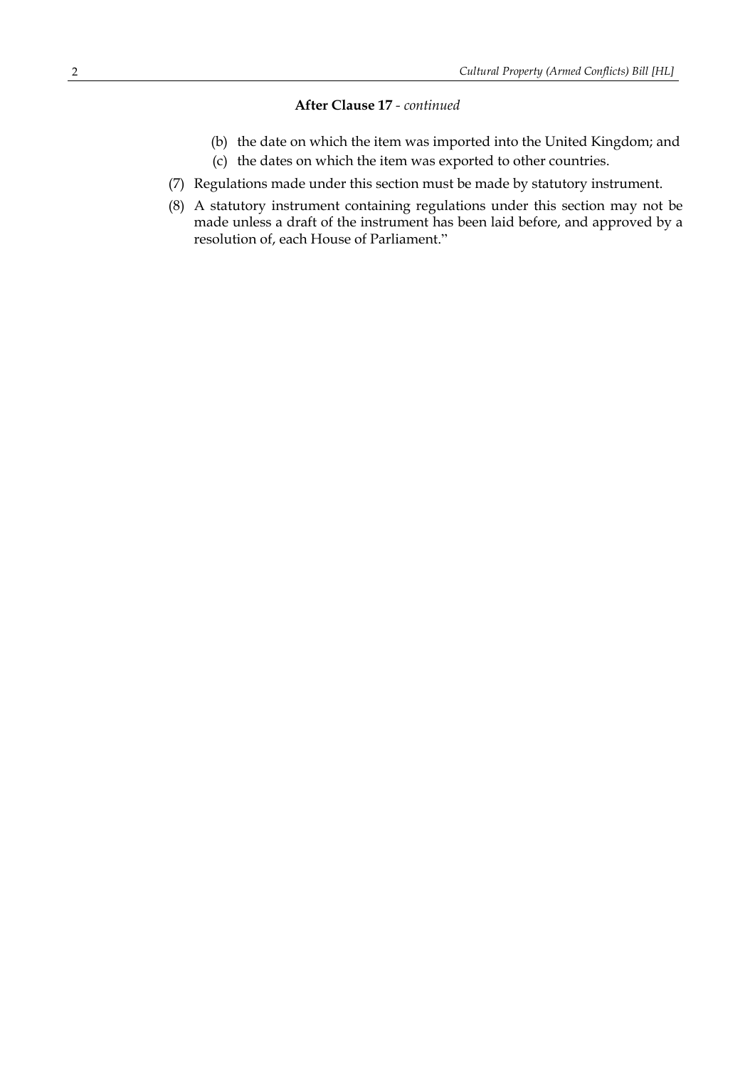**After Clause 17** *- continued*

(b) the date on which the item was imported into the United Kingdom; and

(c) the dates on which the item was exported to other countries.

(7) Regulations made under this section must be made by statutory instrument.

(8) A statutory instrument containing regulations under this section may not be made unless a draft of the instrument has been laid before, and approved by a resolution of, each House of Parliament."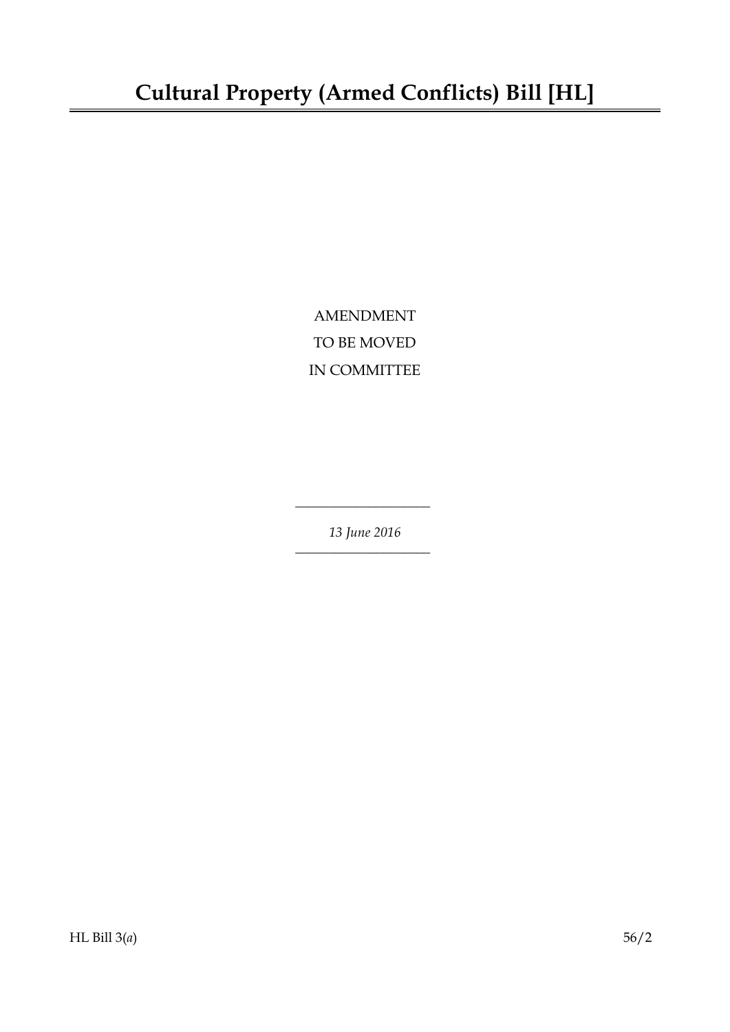# Cultural Property (Armed Conflicts) Bill [HL]

AMENDMENT

TO BE MOVED

IN COMMITTEE

---

*13 June 2016*

---

HL Bill 3(*a*) 56/2